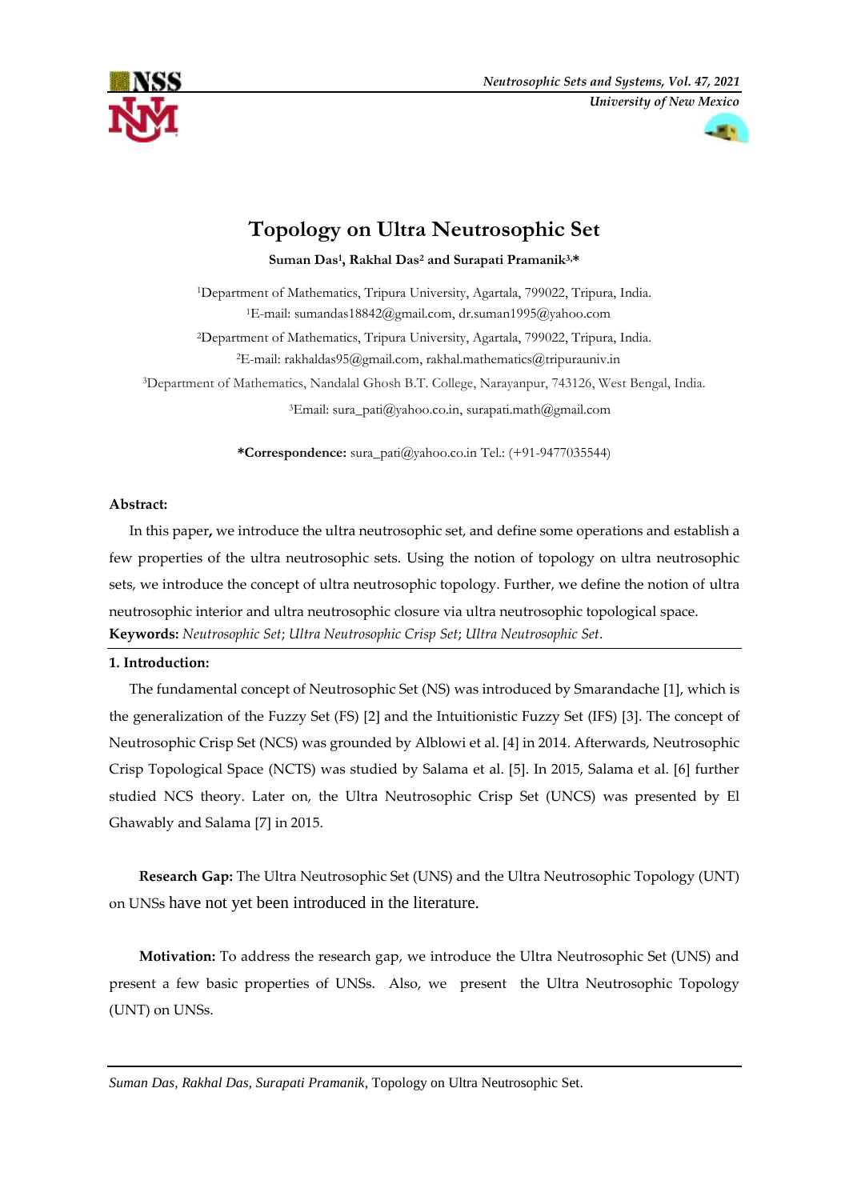# Topology on Ultra Neutrosophic Set

**Suman Das[1], Rakhal Das[2] and Surapati Pramanik[3,*]**

[1]Department of Mathematics, Tripura University, Agartala, 799022, Tripura, India.
[1]E-mail: sumandas18842@gmail.com, dr.suman1995@yahoo.com

[2]Department of Mathematics, Tripura University, Agartala, 799022, Tripura, India.
[2]E-mail: rakhaldas95@gmail.com, rakhal.mathematics@tripurauniv.in

[3]Department of Mathematics, Nandalal Ghosh B.T. College, Narayanpur, 743126, West Bengal, India.
[3]Email: sura_pati@yahoo.co.in, surapati.math@gmail.com

**\*Correspondence:** sura_pati@yahoo.co.in Tel.: (+91-9477035544)

**Abstract:**

In this paper, we introduce the ultra neutrosophic set, and define some operations and establish a few properties of the ultra neutrosophic sets. Using the notion of topology on ultra neutrosophic sets, we introduce the concept of ultra neutrosophic topology. Further, we define the notion of ultra neutrosophic interior and ultra neutrosophic closure via ultra neutrosophic topological space.

**Keywords:** *Neutrosophic Set*; *Ultra Neutrosophic Crisp Set*; *Ultra Neutrosophic Set*.

## 1. Introduction:

The fundamental concept of Neutrosophic Set (NS) was introduced by Smarandache [1], which is the generalization of the Fuzzy Set (FS) [2] and the Intuitionistic Fuzzy Set (IFS) [3]. The concept of Neutrosophic Crisp Set (NCS) was grounded by Alblowi et al. [4] in 2014. Afterwards, Neutrosophic Crisp Topological Space (NCTS) was studied by Salama et al. [5]. In 2015, Salama et al. [6] further studied NCS theory. Later on, the Ultra Neutrosophic Crisp Set (UNCS) was presented by El Ghawably and Salama [7] in 2015.

**Research Gap:** The Ultra Neutrosophic Set (UNS) and the Ultra Neutrosophic Topology (UNT) on UNSs have not yet been introduced in the literature.

**Motivation:** To address the research gap, we introduce the Ultra Neutrosophic Set (UNS) and present a few basic properties of UNSs. Also, we present the Ultra Neutrosophic Topology (UNT) on UNSs.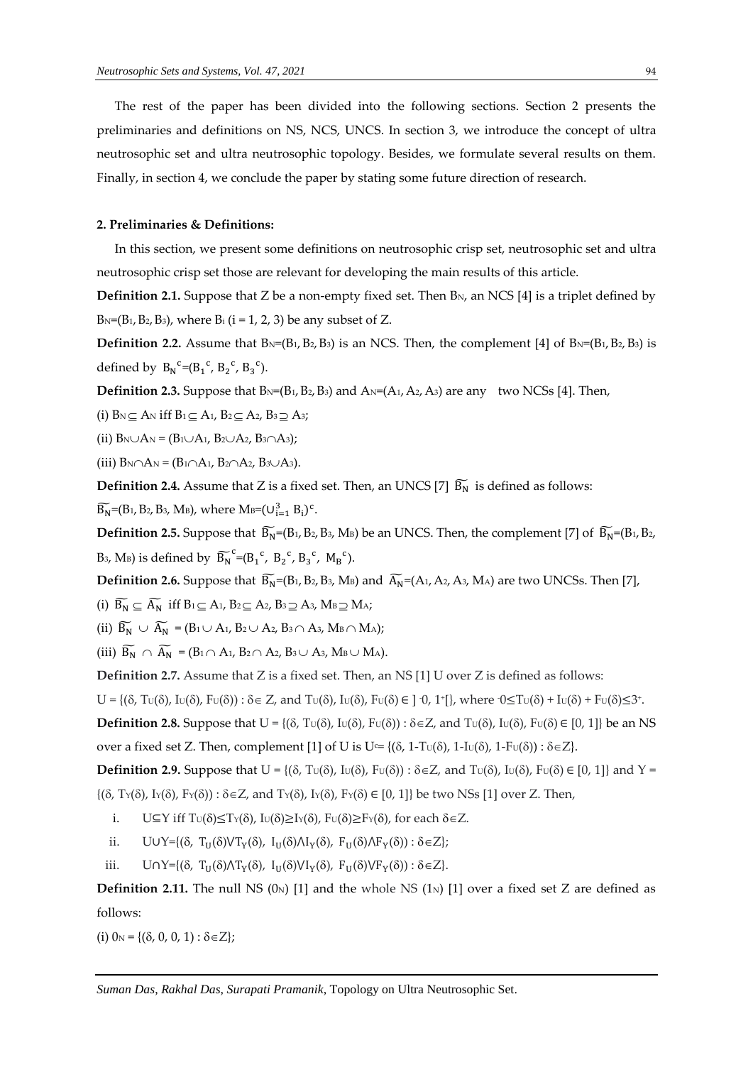The rest of the paper has been divided into the following sections. Section 2 presents the preliminaries and definitions on NS, NCS, UNCS. In section 3, we introduce the concept of ultra neutrosophic set and ultra neutrosophic topology. Besides, we formulate several results on them. Finally, in section 4, we conclude the paper by stating some future direction of research.

**2. Preliminaries & Definitions:**

In this section, we present some definitions on neutrosophic crisp set, neutrosophic set and ultra neutrosophic crisp set those are relevant for developing the main results of this article.

**Definition 2.1.** Suppose that Z be a non-empty fixed set. Then $B_N$, an NCS [4] is a triplet defined by $B_N=(B_1, B_2, B_3)$, where $B_i$ (i = 1, 2, 3) be any subset of Z.

**Definition 2.2.** Assume that $B_N=(B_1, B_2, B_3)$ is an NCS. Then, the complement [4] of $B_N=(B_1, B_2, B_3)$ is defined by $B_N{}^c=(B_1{}^c, B_2{}^c, B_3{}^c)$.

**Definition 2.3.** Suppose that $B_N=(B_1, B_2, B_3)$ and $A_N=(A_1, A_2, A_3)$ are any two NCSs [4]. Then,

(i) $B_N \subseteq A_N$ iff $B_1 \subseteq A_1$, $B_2 \subseteq A_2$, $B_3 \supseteq A_3$;

(ii) $B_N \cup A_N = (B_1 \cup A_1, B_2 \cup A_2, B_3 \cap A_3)$;

(iii) $B_N \cap A_N = (B_1 \cap A_1, B_2 \cap A_2, B_3 \cup A_3)$.

**Definition 2.4.** Assume that Z is a fixed set. Then, an UNCS [7] $\widetilde{B_N}$ is defined as follows:

$\widetilde{B_N}=(B_1, B_2, B_3, M_B)$, where $M_B=(\cup_{i=1}^{3} B_i)^c$.

**Definition 2.5.** Suppose that $\widetilde{B_N}=(B_1, B_2, B_3, M_B)$ be an UNCS. Then, the complement [7] of $\widetilde{B_N}=(B_1, B_2, B_3, M_B)$ is defined by $\widetilde{B_N}{}^c=(B_1{}^c, B_2{}^c, B_3{}^c, M_B{}^c)$.

**Definition 2.6.** Suppose that $\widetilde{B_N}=(B_1, B_2, B_3, M_B)$ and $\widetilde{A_N}=(A_1, A_2, A_3, M_A)$ are two UNCSs. Then [7],

(i) $\widetilde{B_N} \subseteq \widetilde{A_N}$ iff $B_1 \subseteq A_1$, $B_2 \subseteq A_2$, $B_3 \supseteq A_3$, $M_B \supseteq M_A$;

(ii) $\widetilde{B_N} \cup \widetilde{A_N} = (B_1 \cup A_1, B_2 \cup A_2, B_3 \cap A_3, M_B \cap M_A)$;

(iii) $\widetilde{B_N} \cap \widetilde{A_N} = (B_1 \cap A_1, B_2 \cap A_2, B_3 \cup A_3, M_B \cup M_A)$.

**Definition 2.7.** Assume that Z is a fixed set. Then, an NS [1] U over Z is defined as follows:

$U = \{(\delta, T_U(\delta), I_U(\delta), F_U(\delta)) : \delta \in Z$, and $T_U(\delta), I_U(\delta), F_U(\delta) \in ]^-0, 1^+[\}$, where $^-0 \leq T_U(\delta) + I_U(\delta) + F_U(\delta) \leq 3^+$.

**Definition 2.8.** Suppose that $U = \{(\delta, T_U(\delta), I_U(\delta), F_U(\delta)) : \delta \in Z$, and $T_U(\delta), I_U(\delta), F_U(\delta) \in [0, 1]\}$ be an NS over a fixed set Z. Then, complement [1] of U is $U^c = \{(\delta, 1-T_U(\delta), 1-I_U(\delta), 1-F_U(\delta)) : \delta \in Z\}$.

**Definition 2.9.** Suppose that $U = \{(\delta, T_U(\delta), I_U(\delta), F_U(\delta)) : \delta \in Z$, and $T_U(\delta), I_U(\delta), F_U(\delta) \in [0, 1]\}$ and $Y = \{(\delta, T_Y(\delta), I_Y(\delta), F_Y(\delta)) : \delta \in Z$, and $T_Y(\delta), I_Y(\delta), F_Y(\delta) \in [0, 1]\}$ be two NSs [1] over Z. Then,

i. $U \subseteq Y$ iff $T_U(\delta) \leq T_Y(\delta)$, $I_U(\delta) \geq I_Y(\delta)$, $F_U(\delta) \geq F_Y(\delta)$, for each $\delta \in Z$.

ii. $U \cup Y = \{(\delta, T_U(\delta) \vee T_Y(\delta), I_U(\delta) \wedge I_Y(\delta), F_U(\delta) \wedge F_Y(\delta)) : \delta \in Z\}$;

iii. $U \cap Y = \{(\delta, T_U(\delta) \wedge T_Y(\delta), I_U(\delta) \vee I_Y(\delta), F_U(\delta) \vee F_Y(\delta)) : \delta \in Z\}$.

**Definition 2.11.** The null NS ($0_N$) [1] and the whole NS ($1_N$) [1] over a fixed set Z are defined as follows:

(i) $0_N = \{(\delta, 0, 0, 1) : \delta \in Z\}$;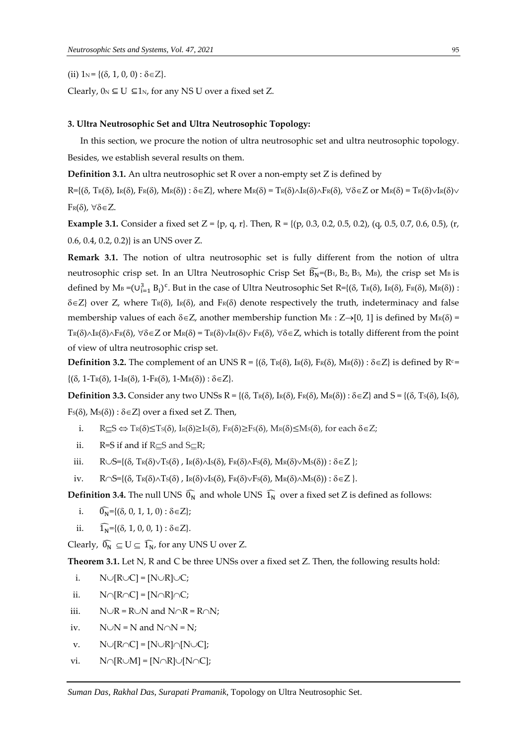(ii) $1_N = \{(\delta, 1, 0, 0) : \delta \in Z\}$.

Clearly, $0_N \subseteq U \subseteq 1_N$, for any NS U over a fixed set Z.

### 3. Ultra Neutrosophic Set and Ultra Neutrosophic Topology:

In this section, we procure the notion of ultra neutrosophic set and ultra neutrosophic topology. Besides, we establish several results on them.

**Definition 3.1.** An ultra neutrosophic set R over a non-empty set Z is defined by

$R=\{(\delta, T_R(\delta), I_R(\delta), F_R(\delta), M_R(\delta)) : \delta \in Z\}$, where $M_R(\delta) = T_R(\delta) \wedge I_R(\delta) \wedge F_R(\delta)$, $\forall \delta \in Z$ or $M_R(\delta) = T_R(\delta) \vee I_R(\delta) \vee F_R(\delta)$, $\forall \delta \in Z$.

**Example 3.1.** Consider a fixed set $Z = \{p, q, r\}$. Then, $R = \{(p, 0.3, 0.2, 0.5, 0.2), (q, 0.5, 0.7, 0.6, 0.5), (r, 0.6, 0.4, 0.2, 0.2)\}$ is an UNS over Z.

**Remark 3.1.** The notion of ultra neutrosophic set is fully different from the notion of ultra neutrosophic crisp set. In an Ultra Neutrosophic Crisp Set $\widetilde{B_N}=(B_1, B_2, B_3, M_B)$, the crisp set $M_B$ is defined by $M_B =(\cup_{i=1}^{3} B_i)^c$. But in the case of Ultra Neutrosophic Set $R=\{(\delta, T_R(\delta), I_R(\delta), F_R(\delta), M_R(\delta)) : \delta \in Z\}$ over Z, where $T_R(\delta)$, $I_R(\delta)$, and $F_R(\delta)$ denote respectively the truth, indeterminacy and false membership values of each $\delta \in Z$, another membership function $M_R : Z \rightarrow [0, 1]$ is defined by $M_R(\delta) = T_R(\delta) \wedge I_R(\delta) \wedge F_R(\delta)$, $\forall \delta \in Z$ or $M_R(\delta) = T_R(\delta) \vee I_R(\delta) \vee F_R(\delta)$, $\forall \delta \in Z$, which is totally different from the point of view of ultra neutrosophic crisp set.

**Definition 3.2.** The complement of an UNS $R = \{(\delta, T_R(\delta), I_R(\delta), F_R(\delta), M_R(\delta)) : \delta \in Z\}$ is defined by $R^c = \{(\delta, 1-T_R(\delta), 1-I_R(\delta), 1-F_R(\delta), 1-M_R(\delta)) : \delta \in Z\}$.

**Definition 3.3.** Consider any two UNSs $R = \{(\delta, T_R(\delta), I_R(\delta), F_R(\delta), M_R(\delta)) : \delta \in Z\}$ and $S = \{(\delta, T_S(\delta), I_S(\delta), F_S(\delta), M_S(\delta)) : \delta \in Z\}$ over a fixed set Z. Then,

i. $R \subseteq S \Leftrightarrow T_R(\delta) \leq T_S(\delta)$, $I_R(\delta) \geq I_S(\delta)$, $F_R(\delta) \geq F_S(\delta)$, $M_R(\delta) \leq M_S(\delta)$, for each $\delta \in Z$;

ii. $R=S$ if and only if $R \subseteq S$ and $S \subseteq R$;

iii. $R \cup S=\{(\delta, T_R(\delta) \vee T_S(\delta), I_R(\delta) \wedge I_S(\delta), F_R(\delta) \wedge F_S(\delta), M_R(\delta) \vee M_S(\delta)) : \delta \in Z\}$;

iv. $R \cap S=\{(\delta, T_R(\delta) \wedge T_S(\delta), I_R(\delta) \vee I_S(\delta), F_R(\delta) \vee F_S(\delta), M_R(\delta) \wedge M_S(\delta)) : \delta \in Z\}$.

**Definition 3.4.** The null UNS $\widehat{0_N}$ and whole UNS $\widehat{1_N}$ over a fixed set Z is defined as follows:

i. $\widehat{0_N}=\{(\delta, 0, 1, 1, 0) : \delta \in Z\}$;

ii. $\widehat{1_N}=\{(\delta, 1, 0, 0, 1) : \delta \in Z\}$.

Clearly, $\widehat{0_N} \subseteq U \subseteq \widehat{1_N}$, for any UNS U over Z.

**Theorem 3.1.** Let N, R and C be three UNSs over a fixed set Z. Then, the following results hold:

i. $N \cup [R \cup C] = [N \cup R] \cup C$;

ii. $N \cap [R \cap C] = [N \cap R] \cap C$;

iii. $N \cup R = R \cup N$ and $N \cap R = R \cap N$;

iv. $N \cup N = N$ and $N \cap N = N$;

v. $N \cup [R \cap C] = [N \cup R] \cap [N \cup C]$;

vi. $N \cap [R \cup M] = [N \cap R] \cup [N \cap C]$;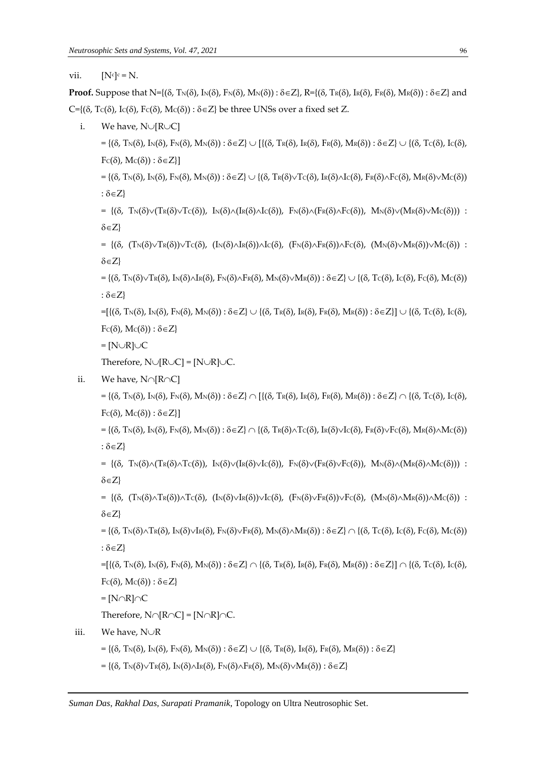vii. $[N^c]^c = N$.

**Proof.** Suppose that $N=\{(\delta, T_N(\delta), I_N(\delta), F_N(\delta), M_N(\delta)) : \delta\in Z\}$, $R=\{(\delta, T_R(\delta), I_R(\delta), F_R(\delta), M_R(\delta)) : \delta\in Z\}$ and $C=\{(\delta, T_C(\delta), I_C(\delta), F_C(\delta), M_C(\delta)) : \delta\in Z\}$ be three UNSs over a fixed set Z.

i. We have, $N\cup[R\cup C]$

$= \{(\delta, T_N(\delta), I_N(\delta), F_N(\delta), M_N(\delta)) : \delta\in Z\} \cup [\{(\delta, T_R(\delta), I_R(\delta), F_R(\delta), M_R(\delta)) : \delta\in Z\} \cup \{(\delta, T_C(\delta), I_C(\delta), F_C(\delta), M_C(\delta)) : \delta\in Z\}]$

$= \{(\delta, T_N(\delta), I_N(\delta), F_N(\delta), M_N(\delta)) : \delta\in Z\} \cup \{(\delta, T_R(\delta)\vee T_C(\delta), I_R(\delta)\wedge I_C(\delta), F_R(\delta)\wedge F_C(\delta), M_R(\delta)\vee M_C(\delta)) : \delta\in Z\}$

$= \{(\delta, T_N(\delta)\vee(T_R(\delta)\vee T_C(\delta)), I_N(\delta)\wedge(I_R(\delta)\wedge I_C(\delta)), F_N(\delta)\wedge(F_R(\delta)\wedge F_C(\delta)), M_N(\delta)\vee(M_R(\delta)\vee M_C(\delta))) : \delta\in Z\}$

$= \{(\delta, (T_N(\delta)\vee T_R(\delta))\vee T_C(\delta), (I_N(\delta)\wedge I_R(\delta))\wedge I_C(\delta), (F_N(\delta)\wedge F_R(\delta))\wedge F_C(\delta), (M_N(\delta)\vee M_R(\delta))\vee M_C(\delta)) : \delta\in Z\}$

$= \{(\delta, T_N(\delta)\vee T_R(\delta), I_N(\delta)\wedge I_R(\delta), F_N(\delta)\wedge F_R(\delta), M_N(\delta)\vee M_R(\delta)) : \delta\in Z\} \cup \{(\delta, T_C(\delta), I_C(\delta), F_C(\delta), M_C(\delta)) : \delta\in Z\}$

$=[\{(\delta, T_N(\delta), I_N(\delta), F_N(\delta), M_N(\delta)) : \delta\in Z\} \cup \{(\delta, T_R(\delta), I_R(\delta), F_R(\delta), M_R(\delta)) : \delta\in Z\}] \cup \{(\delta, T_C(\delta), I_C(\delta), F_C(\delta), M_C(\delta)) : \delta\in Z\}$

$= [N\cup R]\cup C$

Therefore, $N\cup[R\cup C] = [N\cup R]\cup C$.

ii. We have, $N\cap[R\cap C]$

$= \{(\delta, T_N(\delta), I_N(\delta), F_N(\delta), M_N(\delta)) : \delta\in Z\} \cap [\{(\delta, T_R(\delta), I_R(\delta), F_R(\delta), M_R(\delta)) : \delta\in Z\} \cap \{(\delta, T_C(\delta), I_C(\delta), F_C(\delta), M_C(\delta)) : \delta\in Z\}]$

$= \{(\delta, T_N(\delta), I_N(\delta), F_N(\delta), M_N(\delta)) : \delta\in Z\} \cap \{(\delta, T_R(\delta)\wedge T_C(\delta), I_R(\delta)\vee I_C(\delta), F_R(\delta)\vee F_C(\delta), M_R(\delta)\wedge M_C(\delta)) : \delta\in Z\}$

$= \{(\delta, T_N(\delta)\wedge(T_R(\delta)\wedge T_C(\delta)), I_N(\delta)\vee(I_R(\delta)\vee I_C(\delta)), F_N(\delta)\vee(F_R(\delta)\vee F_C(\delta)), M_N(\delta)\wedge(M_R(\delta)\wedge M_C(\delta))) : \delta\in Z\}$

$= \{(\delta, (T_N(\delta)\wedge T_R(\delta))\wedge T_C(\delta), (I_N(\delta)\vee I_R(\delta))\vee I_C(\delta), (F_N(\delta)\vee F_R(\delta))\vee F_C(\delta), (M_N(\delta)\wedge M_R(\delta))\wedge M_C(\delta)) : \delta\in Z\}$

$= \{(\delta, T_N(\delta)\wedge T_R(\delta), I_N(\delta)\vee I_R(\delta), F_N(\delta)\vee F_R(\delta), M_N(\delta)\wedge M_R(\delta)) : \delta\in Z\} \cap \{(\delta, T_C(\delta), I_C(\delta), F_C(\delta), M_C(\delta)) : \delta\in Z\}$

$=[\{(\delta, T_N(\delta), I_N(\delta), F_N(\delta), M_N(\delta)) : \delta\in Z\} \cap \{(\delta, T_R(\delta), I_R(\delta), F_R(\delta), M_R(\delta)) : \delta\in Z\}] \cap \{(\delta, T_C(\delta), I_C(\delta), F_C(\delta), M_C(\delta)) : \delta\in Z\}$

$= [N\cap R]\cap C$

Therefore, $N\cap[R\cap C] = [N\cap R]\cap C$.

iii. We have, $N\cup R$

$= \{(\delta, T_N(\delta), I_N(\delta), F_N(\delta), M_N(\delta)) : \delta\in Z\} \cup \{(\delta, T_R(\delta), I_R(\delta), F_R(\delta), M_R(\delta)) : \delta\in Z\}$

$= \{(\delta, T_N(\delta)\vee T_R(\delta), I_N(\delta)\wedge I_R(\delta), F_N(\delta)\wedge F_R(\delta), M_N(\delta)\vee M_R(\delta)) : \delta\in Z\}$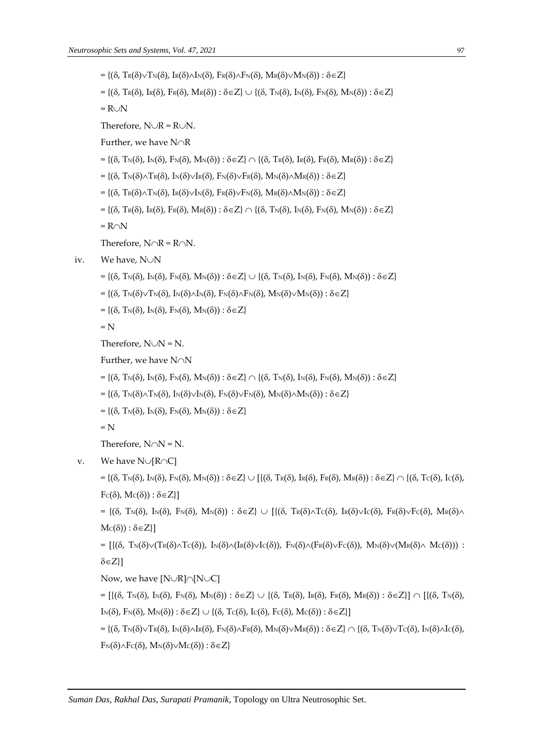$= \{(\delta, T_R(\delta) \vee T_N(\delta), I_R(\delta) \wedge I_N(\delta), F_R(\delta) \wedge F_N(\delta), M_R(\delta) \vee M_N(\delta)) : \delta \in Z\}$

$= \{(\delta, T_R(\delta), I_R(\delta), F_R(\delta), M_R(\delta)) : \delta \in Z\} \cup \{(\delta, T_N(\delta), I_N(\delta), F_N(\delta), M_N(\delta)) : \delta \in Z\}$

$= R \cup N$

Therefore, $N \cup R = R \cup N$.

Further, we have $N \cap R$

$= \{(\delta, T_N(\delta), I_N(\delta), F_N(\delta), M_N(\delta)) : \delta \in Z\} \cap \{(\delta, T_R(\delta), I_R(\delta), F_R(\delta), M_R(\delta)) : \delta \in Z\}$

$= \{(\delta, T_N(\delta) \wedge T_R(\delta), I_N(\delta) \vee I_R(\delta), F_N(\delta) \vee F_R(\delta), M_N(\delta) \wedge M_R(\delta)) : \delta \in Z\}$

$= \{(\delta, T_R(\delta) \wedge T_N(\delta), I_R(\delta) \vee I_N(\delta), F_R(\delta) \vee F_N(\delta), M_R(\delta) \wedge M_N(\delta)) : \delta \in Z\}$

$= \{(\delta, T_R(\delta), I_R(\delta), F_R(\delta), M_R(\delta)) : \delta \in Z\} \cap \{(\delta, T_N(\delta), I_N(\delta), F_N(\delta), M_N(\delta)) : \delta \in Z\}$

$= R \cap N$

Therefore, $N \cap R = R \cap N$.

iv. We have, $N \cup N$

$= \{(\delta, T_N(\delta), I_N(\delta), F_N(\delta), M_N(\delta)) : \delta \in Z\} \cup \{(\delta, T_N(\delta), I_N(\delta), F_N(\delta), M_N(\delta)) : \delta \in Z\}$

$= \{(\delta, T_N(\delta) \vee T_N(\delta), I_N(\delta) \wedge I_N(\delta), F_N(\delta) \wedge F_N(\delta), M_N(\delta) \vee M_N(\delta)) : \delta \in Z\}$

$= \{(\delta, T_N(\delta), I_N(\delta), F_N(\delta), M_N(\delta)) : \delta \in Z\}$

$= N$

Therefore, $N \cup N = N$.

Further, we have $N \cap N$

$= \{(\delta, T_N(\delta), I_N(\delta), F_N(\delta), M_N(\delta)) : \delta \in Z\} \cap \{(\delta, T_N(\delta), I_N(\delta), F_N(\delta), M_N(\delta)) : \delta \in Z\}$

$= \{(\delta, T_N(\delta) \wedge T_N(\delta), I_N(\delta) \vee I_N(\delta), F_N(\delta) \vee F_N(\delta), M_N(\delta) \wedge M_N(\delta)) : \delta \in Z\}$

$= \{(\delta, T_N(\delta), I_N(\delta), F_N(\delta), M_N(\delta)) : \delta \in Z\}$

$= N$

Therefore, $N \cap N = N$.

v. We have $N \cup [R \cap C]$

$= \{(\delta, T_N(\delta), I_N(\delta), F_N(\delta), M_N(\delta)) : \delta \in Z\} \cup [\{(\delta, T_R(\delta), I_R(\delta), F_R(\delta), M_R(\delta)) : \delta \in Z\} \cap \{(\delta, T_C(\delta), I_C(\delta), F_C(\delta), M_C(\delta)) : \delta \in Z\}]$

$= \{(\delta, T_N(\delta), I_N(\delta), F_N(\delta), M_N(\delta)) : \delta \in Z\} \cup [\{(\delta, T_R(\delta) \wedge T_C(\delta), I_R(\delta) \vee I_C(\delta), F_R(\delta) \vee F_C(\delta), M_R(\delta) \wedge M_C(\delta)) : \delta \in Z\}]$

$= [\{(\delta, T_N(\delta) \vee (T_R(\delta) \wedge T_C(\delta)), I_N(\delta) \wedge (I_R(\delta) \vee I_C(\delta)), F_N(\delta) \wedge (F_R(\delta) \vee F_C(\delta)), M_N(\delta) \vee (M_R(\delta) \wedge M_C(\delta))) : \delta \in Z\}]$

Now, we have $[N \cup R] \cap [N \cup C]$

$= [\{(\delta, T_N(\delta), I_N(\delta), F_N(\delta), M_N(\delta)) : \delta \in Z\} \cup \{(\delta, T_R(\delta), I_R(\delta), F_R(\delta), M_R(\delta)) : \delta \in Z\}] \cap [\{(\delta, T_N(\delta), I_N(\delta), F_N(\delta), M_N(\delta)) : \delta \in Z\} \cup \{(\delta, T_C(\delta), I_C(\delta), F_C(\delta), M_C(\delta)) : \delta \in Z\}]$

$= \{(\delta, T_N(\delta) \vee T_R(\delta), I_N(\delta) \wedge I_R(\delta), F_N(\delta) \wedge F_R(\delta), M_N(\delta) \vee M_R(\delta)) : \delta \in Z\} \cap \{(\delta, T_N(\delta) \vee T_C(\delta), I_N(\delta) \wedge I_C(\delta), F_N(\delta) \wedge F_C(\delta), M_N(\delta) \vee M_C(\delta)) : \delta \in Z\}$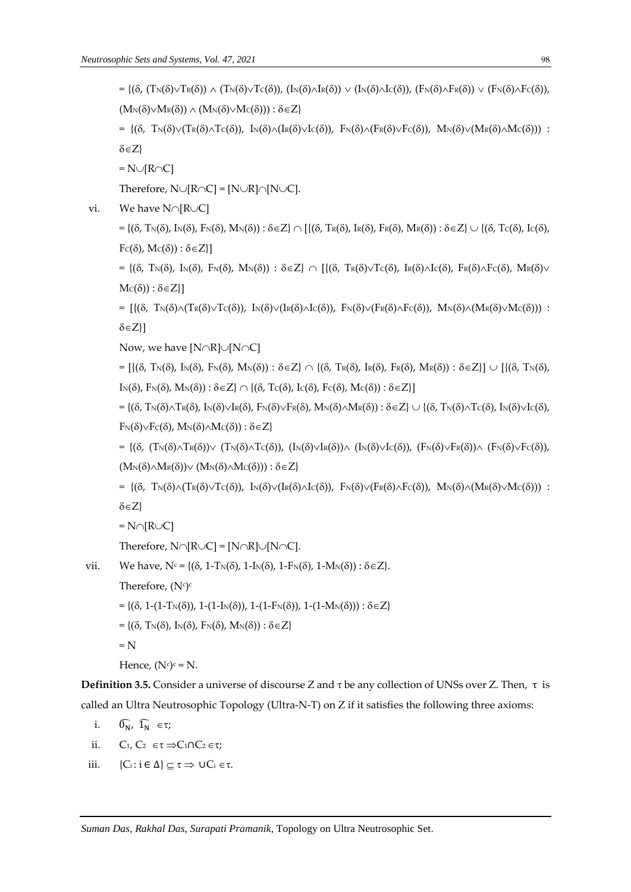$= \{(\delta, (T_N(\delta)\vee T_R(\delta)) \wedge (T_N(\delta)\vee T_C(\delta)), (I_N(\delta)\wedge I_R(\delta)) \vee (I_N(\delta)\wedge I_C(\delta)), (F_N(\delta)\wedge F_R(\delta)) \vee (F_N(\delta)\wedge F_C(\delta)), (M_N(\delta)\vee M_R(\delta)) \wedge (M_N(\delta)\vee M_C(\delta))) : \delta\in Z\}$

$= \{(\delta, T_N(\delta)\vee(T_R(\delta)\wedge T_C(\delta)), I_N(\delta)\wedge(I_R(\delta)\vee I_C(\delta)), F_N(\delta)\wedge(F_R(\delta)\vee F_C(\delta)), M_N(\delta)\vee(M_R(\delta)\wedge M_C(\delta))) : \delta\in Z\}$

$= N\cup[R\cap C]$

Therefore, $N\cup[R\cap C] = [N\cup R]\cap[N\cup C]$.

vi. We have $N\cap[R\cup C]$

$= \{(\delta, T_N(\delta), I_N(\delta), F_N(\delta), M_N(\delta)) : \delta\in Z\} \cap [\{(\delta, T_R(\delta), I_R(\delta), F_R(\delta), M_R(\delta)) : \delta\in Z\} \cup \{(\delta, T_C(\delta), I_C(\delta), F_C(\delta), M_C(\delta)) : \delta\in Z\}]$

$= \{(\delta, T_N(\delta), I_N(\delta), F_N(\delta), M_N(\delta)) : \delta\in Z\} \cap [\{(\delta, T_R(\delta)\vee T_C(\delta), I_R(\delta)\wedge I_C(\delta), F_R(\delta)\wedge F_C(\delta), M_R(\delta)\vee M_C(\delta)) : \delta\in Z\}]$

$= [\{(\delta, T_N(\delta)\wedge(T_R(\delta)\vee T_C(\delta)), I_N(\delta)\vee(I_R(\delta)\wedge I_C(\delta)), F_N(\delta)\vee(F_R(\delta)\wedge F_C(\delta)), M_N(\delta)\wedge(M_R(\delta)\vee M_C(\delta))) : \delta\in Z\}]$

Now, we have $[N\cap R]\cup[N\cap C]$

$= [\{(\delta, T_N(\delta), I_N(\delta), F_N(\delta), M_N(\delta)) : \delta\in Z\} \cap \{(\delta, T_R(\delta), I_R(\delta), F_R(\delta), M_R(\delta)) : \delta\in Z\}] \cup [\{(\delta, T_N(\delta), I_N(\delta), F_N(\delta), M_N(\delta)) : \delta\in Z\} \cap \{(\delta, T_C(\delta), I_C(\delta), F_C(\delta), M_C(\delta)) : \delta\in Z\}]$

$= \{(\delta, T_N(\delta)\wedge T_R(\delta), I_N(\delta)\vee I_R(\delta), F_N(\delta)\vee F_R(\delta), M_N(\delta)\wedge M_R(\delta)) : \delta\in Z\} \cup \{(\delta, T_N(\delta)\wedge T_C(\delta), I_N(\delta)\vee I_C(\delta), F_N(\delta)\vee F_C(\delta), M_N(\delta)\wedge M_C(\delta)) : \delta\in Z\}$

$= \{(\delta, (T_N(\delta)\wedge T_R(\delta))\vee (T_N(\delta)\wedge T_C(\delta)), (I_N(\delta)\vee I_R(\delta))\wedge (I_N(\delta)\vee I_C(\delta)), (F_N(\delta)\vee F_R(\delta))\wedge (F_N(\delta)\vee F_C(\delta)), (M_N(\delta)\wedge M_R(\delta))\vee (M_N(\delta)\wedge M_C(\delta))) : \delta\in Z\}$

$= \{(\delta, T_N(\delta)\wedge(T_R(\delta)\vee T_C(\delta)), I_N(\delta)\vee(I_R(\delta)\wedge I_C(\delta)), F_N(\delta)\vee(F_R(\delta)\wedge F_C(\delta)), M_N(\delta)\wedge(M_R(\delta)\vee M_C(\delta))) : \delta\in Z\}$

$= N\cap[R\cup C]$

Therefore, $N\cap[R\cup C] = [N\cap R]\cup[N\cap C]$.

vii. We have, $N^c = \{(\delta, 1\text{-}T_N(\delta), 1\text{-}I_N(\delta), 1\text{-}F_N(\delta), 1\text{-}M_N(\delta)) : \delta\in Z\}$.

Therefore, $(N^c)^c$

$= \{(\delta, 1\text{-}(1\text{-}T_N(\delta)), 1\text{-}(1\text{-}I_N(\delta)), 1\text{-}(1\text{-}F_N(\delta)), 1\text{-}(1\text{-}M_N(\delta))) : \delta\in Z\}$

$= \{(\delta, T_N(\delta), I_N(\delta), F_N(\delta), M_N(\delta)) : \delta\in Z\}$

$= N$

Hence, $(N^c)^c = N$.

**Definition 3.5.** Consider a universe of discourse Z and τ be any collection of UNSs over Z. Then, τ is called an Ultra Neutrosophic Topology (Ultra-N-T) on Z if it satisfies the following three axioms:

i. $\widehat{0_N}, \widehat{1_N} \in\tau$;

ii. $C_1, C_2 \in\tau \Rightarrow C_1\cap C_2 \in\tau$;

iii. $\{C_i : i \in \Delta\} \subseteq \tau \Rightarrow \cup C_i \in\tau$.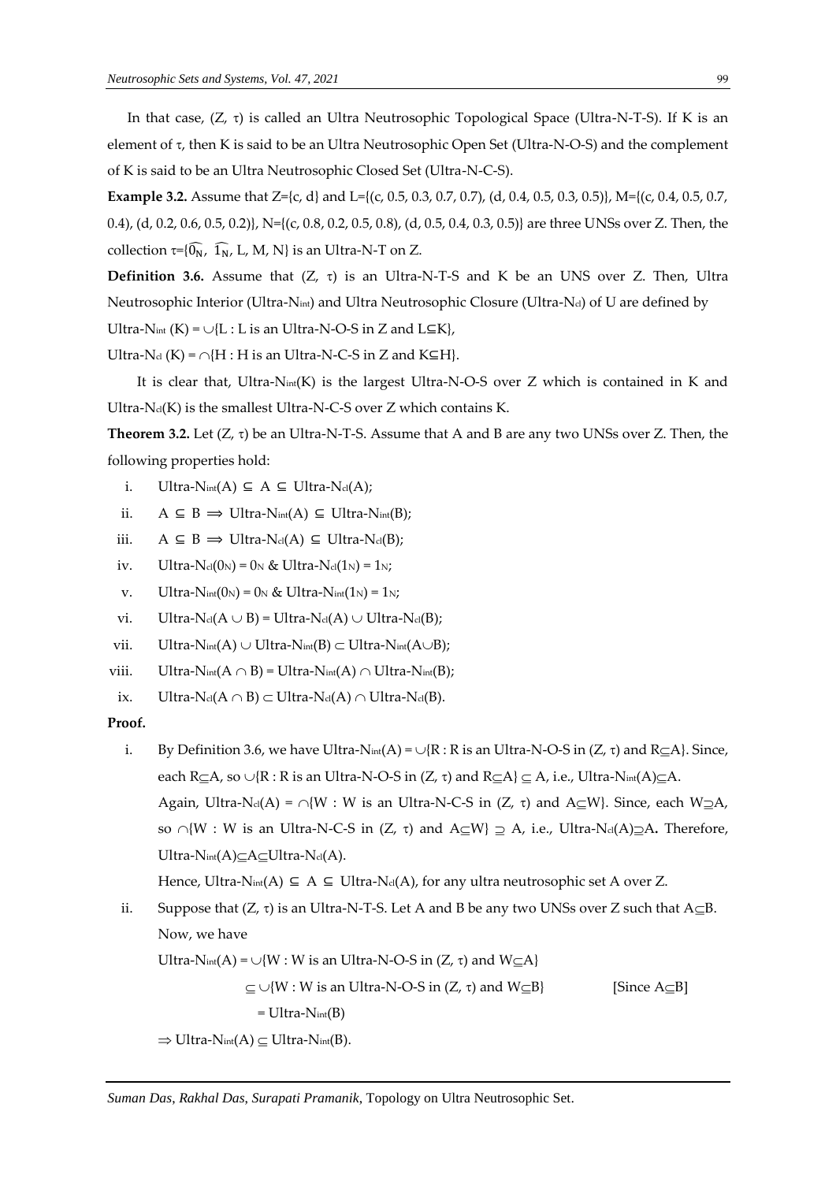In that case, $(Z, \tau)$ is called an Ultra Neutrosophic Topological Space (Ultra-N-T-S). If K is an element of $\tau$, then K is said to be an Ultra Neutrosophic Open Set (Ultra-N-O-S) and the complement of K is said to be an Ultra Neutrosophic Closed Set (Ultra-N-C-S).

**Example 3.2.** Assume that Z={c, d} and L={(c, 0.5, 0.3, 0.7, 0.7), (d, 0.4, 0.5, 0.3, 0.5)}, M={(c, 0.4, 0.5, 0.7, 0.4), (d, 0.2, 0.6, 0.5, 0.2)}, N={(c, 0.8, 0.2, 0.5, 0.8), (d, 0.5, 0.4, 0.3, 0.5)} are three UNSs over Z. Then, the collection $\tau=\{\widehat{0_N}, \widehat{1_N}, L, M, N\}$ is an Ultra-N-T on Z.

**Definition 3.6.** Assume that $(Z, \tau)$ is an Ultra-N-T-S and K be an UNS over Z. Then, Ultra Neutrosophic Interior (Ultra-$N_{int}$) and Ultra Neutrosophic Closure (Ultra-$N_{cl}$) of U are defined by

Ultra-$N_{int}$ (K) = $\cup$\{L : L is an Ultra-N-O-S in Z and $L \subseteq K$\},

Ultra-$N_{cl}$ (K) = $\cap$\{H : H is an Ultra-N-C-S in Z and $K \subseteq H$\}.

It is clear that, Ultra-$N_{int}$(K) is the largest Ultra-N-O-S over Z which is contained in K and Ultra-$N_{cl}$(K) is the smallest Ultra-N-C-S over Z which contains K.

**Theorem 3.2.** Let $(Z, \tau)$ be an Ultra-N-T-S. Assume that A and B are any two UNSs over Z. Then, the following properties hold:

i. Ultra-$N_{int}$(A) $\subseteq$ A $\subseteq$ Ultra-$N_{cl}$(A);

ii. A $\subseteq$ B $\Longrightarrow$ Ultra-$N_{int}$(A) $\subseteq$ Ultra-$N_{int}$(B);

iii. A $\subseteq$ B $\Longrightarrow$ Ultra-$N_{cl}$(A) $\subseteq$ Ultra-$N_{cl}$(B);

iv. Ultra-$N_{cl}$($0_N$) = $0_N$ & Ultra-$N_{cl}$($1_N$) = $1_N$;

v. Ultra-$N_{int}$($0_N$) = $0_N$ & Ultra-$N_{int}$($1_N$) = $1_N$;

vi. Ultra-$N_{cl}$(A $\cup$ B) = Ultra-$N_{cl}$(A) $\cup$ Ultra-$N_{cl}$(B);

vii. Ultra-$N_{int}$(A) $\cup$ Ultra-$N_{int}$(B) $\subset$ Ultra-$N_{int}$(A$\cup$B);

viii. Ultra-$N_{int}$(A $\cap$ B) = Ultra-$N_{int}$(A) $\cap$ Ultra-$N_{int}$(B);

ix. Ultra-$N_{cl}$(A $\cap$ B) $\subset$ Ultra-$N_{cl}$(A) $\cap$ Ultra-$N_{cl}$(B).

**Proof.**

i. By Definition 3.6, we have Ultra-$N_{int}$(A) = $\cup$\{R : R is an Ultra-N-O-S in $(Z, \tau)$ and R$\subseteq$A\}. Since, each R$\subseteq$A, so $\cup$\{R : R is an Ultra-N-O-S in $(Z, \tau)$ and R$\subseteq$A\} $\subseteq$ A, i.e., Ultra-$N_{int}$(A)$\subseteq$A.

   Again, Ultra-$N_{cl}$(A) = $\cap$\{W : W is an Ultra-N-C-S in $(Z, \tau)$ and A$\subseteq$W\}. Since, each W$\supseteq$A, so $\cap$\{W : W is an Ultra-N-C-S in $(Z, \tau)$ and A$\subseteq$W\} $\supseteq$ A, i.e., Ultra-$N_{cl}$(A)$\supseteq$A**.** Therefore, Ultra-$N_{int}$(A)$\subseteq$A$\subseteq$Ultra-$N_{cl}$(A).

   Hence, Ultra-$N_{int}$(A) $\subseteq$ A $\subseteq$ Ultra-$N_{cl}$(A), for any ultra neutrosophic set A over Z.

ii. Suppose that $(Z, \tau)$ is an Ultra-N-T-S. Let A and B be any two UNSs over Z such that A$\subseteq$B. Now, we have

   Ultra-$N_{int}$(A) = $\cup$\{W : W is an Ultra-N-O-S in $(Z, \tau)$ and W$\subseteq$A\}

   $\subseteq$ $\cup$\{W : W is an Ultra-N-O-S in $(Z, \tau)$ and W$\subseteq$B\} [Since A$\subseteq$B]

   = Ultra-$N_{int}$(B)

   $\Rightarrow$ Ultra-$N_{int}$(A) $\subseteq$ Ultra-$N_{int}$(B).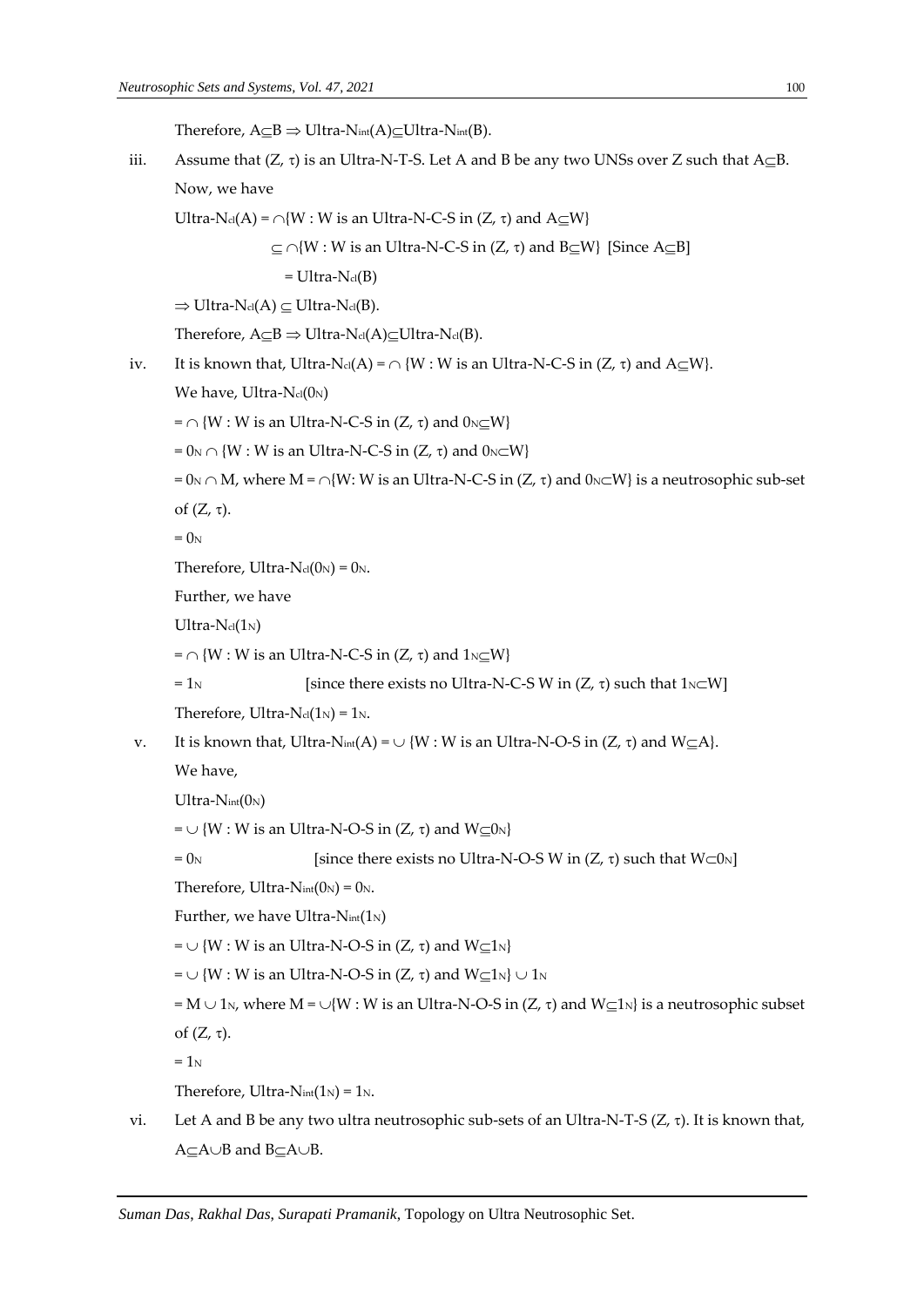Therefore, $A \subseteq B \Rightarrow$ Ultra-$N_{int}(A) \subseteq$ Ultra-$N_{int}(B)$.

iii. Assume that $(Z, \tau)$ is an Ultra-N-T-S. Let A and B be any two UNSs over Z such that $A \subseteq B$. Now, we have

Ultra-$N_{cl}(A) = \cap\{W : W$ is an Ultra-N-C-S in $(Z, \tau)$ and $A \subseteq W\}$

$\subseteq \cap\{W : W$ is an Ultra-N-C-S in $(Z, \tau)$ and $B \subseteq W\}$ [Since $A \subseteq B$]

= Ultra-$N_{cl}(B)$

$\Rightarrow$ Ultra-$N_{cl}(A) \subseteq$ Ultra-$N_{cl}(B)$.

Therefore, $A \subseteq B \Rightarrow$ Ultra-$N_{cl}(A) \subseteq$ Ultra-$N_{cl}(B)$.

iv. It is known that, Ultra-$N_{cl}(A) = \cap\{W : W$ is an Ultra-N-C-S in $(Z, \tau)$ and $A \subseteq W\}$.

We have, Ultra-$N_{cl}(0_N)$

$= \cap\{W : W$ is an Ultra-N-C-S in $(Z, \tau)$ and $0_N \subseteq W\}$

$= 0_N \cap \{W : W$ is an Ultra-N-C-S in $(Z, \tau)$ and $0_N \subset W\}$

$= 0_N \cap M$, where $M = \cap\{W: W$ is an Ultra-N-C-S in $(Z, \tau)$ and $0_N \subset W\}$ is a neutrosophic sub-set of $(Z, \tau)$.

$= 0_N$

Therefore, Ultra-$N_{cl}(0_N) = 0_N$.

Further, we have

Ultra-$N_{cl}(1_N)$

$= \cap\{W : W$ is an Ultra-N-C-S in $(Z, \tau)$ and $1_N \subseteq W\}$

$= 1_N$ [since there exists no Ultra-N-C-S W in $(Z, \tau)$ such that $1_N \subset W$]

Therefore, Ultra-$N_{cl}(1_N) = 1_N$.

v. It is known that, Ultra-$N_{int}(A) = \cup\{W : W$ is an Ultra-N-O-S in $(Z, \tau)$ and $W \subseteq A\}$.

We have,

Ultra-$N_{int}(0_N)$

$= \cup\{W : W$ is an Ultra-N-O-S in $(Z, \tau)$ and $W \subseteq 0_N\}$

$= 0_N$ [since there exists no Ultra-N-O-S W in $(Z, \tau)$ such that $W \subset 0_N$]

Therefore, Ultra-$N_{int}(0_N) = 0_N$.

Further, we have Ultra-$N_{int}(1_N)$

$= \cup\{W : W$ is an Ultra-N-O-S in $(Z, \tau)$ and $W \subseteq 1_N\}$

$= \cup\{W : W$ is an Ultra-N-O-S in $(Z, \tau)$ and $W \subseteq 1_N\} \cup 1_N$

$= M \cup 1_N$, where $M = \cup\{W : W$ is an Ultra-N-O-S in $(Z, \tau)$ and $W \subseteq 1_N\}$ is a neutrosophic subset of $(Z, \tau)$.

$= 1_N$

Therefore, Ultra-$N_{int}(1_N) = 1_N$.

vi. Let A and B be any two ultra neutrosophic sub-sets of an Ultra-N-T-S $(Z, \tau)$. It is known that, $A \subseteq A \cup B$ and $B \subseteq A \cup B$.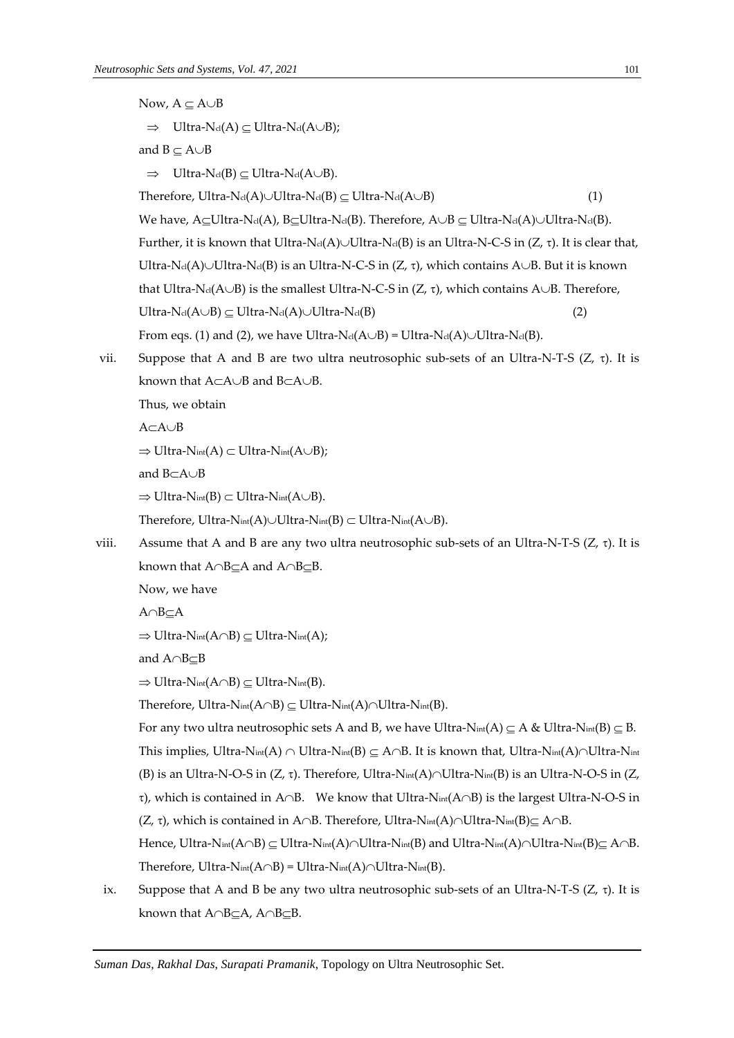Now, $A \subseteq A \cup B$

$\Rightarrow$ Ultra-$N_{cl}(A) \subseteq$ Ultra-$N_{cl}(A \cup B)$;

and $B \subseteq A \cup B$

$\Rightarrow$ Ultra-$N_{cl}(B) \subseteq$ Ultra-$N_{cl}(A \cup B)$.

Therefore, Ultra-$N_{cl}(A) \cup$Ultra-$N_{cl}(B) \subseteq$ Ultra-$N_{cl}(A \cup B)$ (1)

We have, $A \subseteq$Ultra-$N_{cl}(A)$, $B \subseteq$Ultra-$N_{cl}(B)$. Therefore, $A \cup B \subseteq$ Ultra-$N_{cl}(A) \cup$Ultra-$N_{cl}(B)$. Further, it is known that Ultra-$N_{cl}(A) \cup$Ultra-$N_{cl}(B)$ is an Ultra-N-C-S in $(Z, \tau)$. It is clear that, Ultra-$N_{cl}(A) \cup$Ultra-$N_{cl}(B)$ is an Ultra-N-C-S in $(Z, \tau)$, which contains $A \cup B$. But it is known that Ultra-$N_{cl}(A \cup B)$ is the smallest Ultra-N-C-S in $(Z, \tau)$, which contains $A \cup B$. Therefore,

Ultra-$N_{cl}(A \cup B) \subseteq$ Ultra-$N_{cl}(A) \cup$Ultra-$N_{cl}(B)$ (2)

From eqs. (1) and (2), we have Ultra-$N_{cl}(A \cup B)$ = Ultra-$N_{cl}(A) \cup$Ultra-$N_{cl}(B)$.

vii. Suppose that A and B are two ultra neutrosophic sub-sets of an Ultra-N-T-S $(Z, \tau)$. It is known that $A \subset A \cup B$ and $B \subset A \cup B$.

Thus, we obtain

$A \subset A \cup B$

$\Rightarrow$ Ultra-$N_{int}(A) \subset$ Ultra-$N_{int}(A \cup B)$;

and $B \subset A \cup B$

$\Rightarrow$ Ultra-$N_{int}(B) \subset$ Ultra-$N_{int}(A \cup B)$.

Therefore, Ultra-$N_{int}(A) \cup$Ultra-$N_{int}(B) \subset$ Ultra-$N_{int}(A \cup B)$.

viii. Assume that A and B are any two ultra neutrosophic sub-sets of an Ultra-N-T-S $(Z, \tau)$. It is known that $A \cap B \subseteq A$ and $A \cap B \subseteq B$.

Now, we have

$A \cap B \subseteq A$

$\Rightarrow$ Ultra-$N_{int}(A \cap B) \subseteq$ Ultra-$N_{int}(A)$;

and $A \cap B \subseteq B$

$\Rightarrow$ Ultra-$N_{int}(A \cap B) \subseteq$ Ultra-$N_{int}(B)$.

Therefore, Ultra-$N_{int}(A \cap B) \subseteq$ Ultra-$N_{int}(A) \cap$Ultra-$N_{int}(B)$.

For any two ultra neutrosophic sets A and B, we have Ultra-$N_{int}(A) \subseteq A$ & Ultra-$N_{int}(B) \subseteq B$. This implies, Ultra-$N_{int}(A) \cap$ Ultra-$N_{int}(B) \subseteq A \cap B$. It is known that, Ultra-$N_{int}(A) \cap$Ultra-$N_{int}(B)$ is an Ultra-N-O-S in $(Z, \tau)$. Therefore, Ultra-$N_{int}(A) \cap$Ultra-$N_{int}(B)$ is an Ultra-N-O-S in $(Z, \tau)$, which is contained in $A \cap B$. We know that Ultra-$N_{int}(A \cap B)$ is the largest Ultra-N-O-S in $(Z, \tau)$, which is contained in $A \cap B$. Therefore, Ultra-$N_{int}(A) \cap$Ultra-$N_{int}(B) \subseteq A \cap B$.

Hence, Ultra-$N_{int}(A \cap B) \subseteq$ Ultra-$N_{int}(A) \cap$Ultra-$N_{int}(B)$ and Ultra-$N_{int}(A) \cap$Ultra-$N_{int}(B) \subseteq A \cap B$.

Therefore, Ultra-$N_{int}(A \cap B)$ = Ultra-$N_{int}(A) \cap$Ultra-$N_{int}(B)$.

ix. Suppose that A and B be any two ultra neutrosophic sub-sets of an Ultra-N-T-S $(Z, \tau)$. It is known that $A \cap B \subseteq A$, $A \cap B \subseteq B$.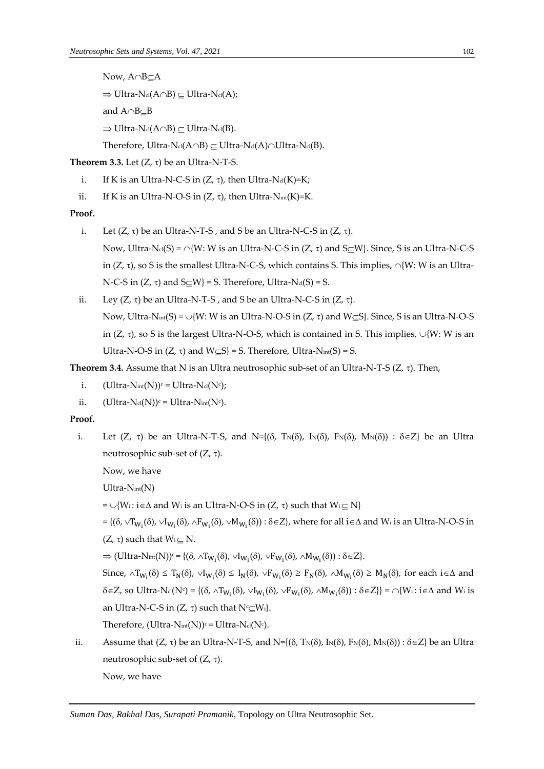Now, $A \cap B \subseteq A$

$\Rightarrow$ Ultra-$N_{cl}(A \cap B) \subseteq$ Ultra-$N_{cl}(A)$;

and $A \cap B \subseteq B$

$\Rightarrow$ Ultra-$N_{cl}(A \cap B) \subseteq$ Ultra-$N_{cl}(B)$.

Therefore, Ultra-$N_{cl}(A \cap B) \subseteq$ Ultra-$N_{cl}(A) \cap$Ultra-$N_{cl}(B)$.

**Theorem 3.3.** Let $(Z, \tau)$ be an Ultra-N-T-S.

i. If K is an Ultra-N-C-S in $(Z, \tau)$, then Ultra-$N_{cl}(K)$=K;

ii. If K is an Ultra-N-O-S in $(Z, \tau)$, then Ultra-$N_{int}(K)$=K.

**Proof.**

i. Let $(Z, \tau)$ be an Ultra-N-T-S , and S be an Ultra-N-C-S in $(Z, \tau)$.

Now, Ultra-$N_{cl}(S) = \cap\{W$: W is an Ultra-N-C-S in $(Z, \tau)$ and $S \subseteq W\}$. Since, S is an Ultra-N-C-S in $(Z, \tau)$, so S is the smallest Ultra-N-C-S, which contains S. This implies, $\cap\{W$: W is an Ultra-N-C-S in $(Z, \tau)$ and $S \subseteq W\}$ = S. Therefore, Ultra-$N_{cl}(S)$ = S.

ii. Ley $(Z, \tau)$ be an Ultra-N-T-S , and S be an Ultra-N-C-S in $(Z, \tau)$.

Now, Ultra-$N_{int}(S) = \cup\{W$: W is an Ultra-N-O-S in $(Z, \tau)$ and $W \subseteq S\}$. Since, S is an Ultra-N-O-S in $(Z, \tau)$, so S is the largest Ultra-N-O-S, which is contained in S. This implies, $\cup\{W$: W is an Ultra-N-O-S in $(Z, \tau)$ and $W \subseteq S\}$ = S. Therefore, Ultra-$N_{int}(S)$ = S.

**Theorem 3.4.** Assume that N is an Ultra neutrosophic sub-set of an Ultra-N-T-S $(Z, \tau)$. Then,

i. $($Ultra-$N_{int}(N))^c$ = Ultra-$N_{cl}(N^c)$;

ii. $($Ultra-$N_{cl}(N))^c$ = Ultra-$N_{int}(N^c)$.

**Proof.**

i. Let $(Z, \tau)$ be an Ultra-N-T-S, and $N=\{(\delta, T_N(\delta), I_N(\delta), F_N(\delta), M_N(\delta)) : \delta \in Z\}$ be an Ultra neutrosophic sub-set of $(Z, \tau)$.

Now, we have

Ultra-$N_{int}(N)$

$= \cup\{W_i : i \in \Delta$ and $W_i$ is an Ultra-N-O-S in $(Z, \tau)$ such that $W_i \subseteq N\}$

$= \{(\delta, \vee T_{W_i}(\delta), \vee I_{W_i}(\delta), \wedge F_{W_i}(\delta), \vee M_{W_i}(\delta)) : \delta \in Z\}$, where for all $i \in \Delta$ and $W_i$ is an Ultra-N-O-S in $(Z, \tau)$ such that $W_i \subseteq N$.

$\Rightarrow ($Ultra-$N_{int}(N))^c = \{(\delta, \wedge T_{W_i}(\delta), \vee I_{W_i}(\delta), \vee F_{W_i}(\delta), \wedge M_{W_i}(\delta)) : \delta \in Z\}$.

Since, $\wedge T_{W_i}(\delta) \leq T_N(\delta)$, $\vee I_{W_i}(\delta) \leq I_N(\delta)$, $\vee F_{W_i}(\delta) \geq F_N(\delta)$, $\wedge M_{W_i}(\delta) \geq M_N(\delta)$, for each $i \in \Delta$ and $\delta \in Z$, so Ultra-$N_{cl}(N^c) = \{(\delta, \wedge T_{W_i}(\delta), \vee I_{W_i}(\delta), \vee F_{W_i}(\delta), \wedge M_{W_i}(\delta)) : \delta \in Z\}\} = \cap\{W_i : i \in \Delta$ and $W_i$ is an Ultra-N-C-S in $(Z, \tau)$ such that $N^c \subseteq W_i\}$.

Therefore, $($Ultra-$N_{int}(N))^c$ = Ultra-$N_{cl}(N^c)$.

ii. Assume that $(Z, \tau)$ be an Ultra-N-T-S, and $N=\{(\delta, T_N(\delta), I_N(\delta), F_N(\delta), M_N(\delta)) : \delta \in Z\}$ be an Ultra neutrosophic sub-set of $(Z, \tau)$.

Now, we have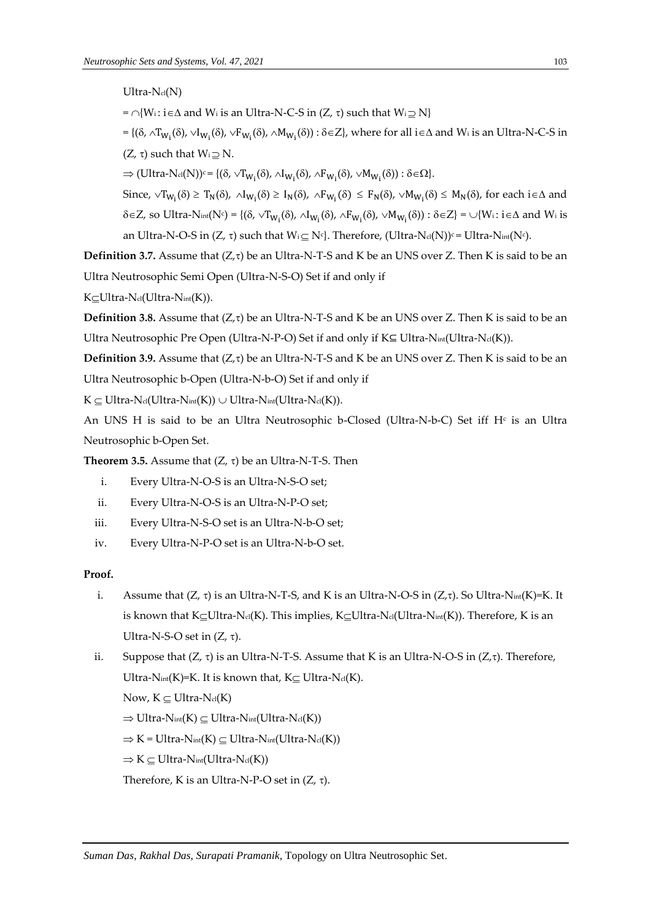Ultra-$N_{cl}(N)$

$= \cap\{W_i : i\in\Delta$ and $W_i$ is an Ultra-N-C-S in $(Z, \tau)$ such that $W_i \supseteq N\}$

$= \{(\delta, \wedge T_{W_i}(\delta), \vee I_{W_i}(\delta), \vee F_{W_i}(\delta), \wedge M_{W_i}(\delta)) : \delta\in Z\}$, where for all $i\in\Delta$ and $W_i$ is an Ultra-N-C-S in $(Z, \tau)$ such that $W_i \supseteq N$.

$\Rightarrow$ (Ultra-$N_{cl}(N))^c = \{(\delta, \vee T_{W_i}(\delta), \wedge I_{W_i}(\delta), \wedge F_{W_i}(\delta), \vee M_{W_i}(\delta)) : \delta\in\Omega\}$.

Since, $\vee T_{W_i}(\delta) \geq T_N(\delta)$, $\wedge I_{W_i}(\delta) \geq I_N(\delta)$, $\wedge F_{W_i}(\delta) \leq F_N(\delta)$, $\vee M_{W_i}(\delta) \leq M_N(\delta)$, for each $i\in\Delta$ and $\delta\in Z$, so Ultra-$N_{int}(N^c) = \{(\delta, \vee T_{W_i}(\delta), \wedge I_{W_i}(\delta), \wedge F_{W_i}(\delta), \vee M_{W_i}(\delta)) : \delta\in Z\} = \cup\{W_i : i\in\Delta$ and $W_i$ is an Ultra-N-O-S in $(Z, \tau)$ such that $W_i \subseteq N^c\}$. Therefore, (Ultra-$N_{cl}(N))^c$ = Ultra-$N_{int}(N^c)$.

**Definition 3.7.** Assume that $(Z,\tau)$ be an Ultra-N-T-S and K be an UNS over Z. Then K is said to be an Ultra Neutrosophic Semi Open (Ultra-N-S-O) Set if and only if

K$\subseteq$Ultra-$N_{cl}$(Ultra-$N_{int}$(K)).

**Definition 3.8.** Assume that $(Z,\tau)$ be an Ultra-N-T-S and K be an UNS over Z. Then K is said to be an Ultra Neutrosophic Pre Open (Ultra-N-P-O) Set if and only if K$\subseteq$ Ultra-$N_{int}$(Ultra-$N_{cl}$(K)).

**Definition 3.9.** Assume that $(Z,\tau)$ be an Ultra-N-T-S and K be an UNS over Z. Then K is said to be an Ultra Neutrosophic b-Open (Ultra-N-b-O) Set if and only if

K $\subseteq$ Ultra-$N_{cl}$(Ultra-$N_{int}$(K)) $\cup$ Ultra-$N_{int}$(Ultra-$N_{cl}$(K)).

An UNS H is said to be an Ultra Neutrosophic b-Closed (Ultra-N-b-C) Set iff $H^c$ is an Ultra Neutrosophic b-Open Set.

**Theorem 3.5.** Assume that $(Z, \tau)$ be an Ultra-N-T-S. Then

i. Every Ultra-N-O-S is an Ultra-N-S-O set;
ii. Every Ultra-N-O-S is an Ultra-N-P-O set;
iii. Every Ultra-N-S-O set is an Ultra-N-b-O set;
iv. Every Ultra-N-P-O set is an Ultra-N-b-O set.

**Proof.**

i. Assume that $(Z, \tau)$ is an Ultra-N-T-S, and K is an Ultra-N-O-S in $(Z,\tau)$. So Ultra-$N_{int}$(K)=K. It is known that K$\subseteq$Ultra-$N_{cl}$(K). This implies, K$\subseteq$Ultra-$N_{cl}$(Ultra-$N_{int}$(K)). Therefore, K is an Ultra-N-S-O set in $(Z, \tau)$.

ii. Suppose that $(Z, \tau)$ is an Ultra-N-T-S. Assume that K is an Ultra-N-O-S in $(Z,\tau)$. Therefore, Ultra-$N_{int}$(K)=K. It is known that, K$\subseteq$ Ultra-$N_{cl}$(K).

Now, K $\subseteq$ Ultra-$N_{cl}$(K)

$\Rightarrow$ Ultra-$N_{int}$(K) $\subseteq$ Ultra-$N_{int}$(Ultra-$N_{cl}$(K))

$\Rightarrow$ K = Ultra-$N_{int}$(K) $\subseteq$ Ultra-$N_{int}$(Ultra-$N_{cl}$(K))

$\Rightarrow$ K $\subseteq$ Ultra-$N_{int}$(Ultra-$N_{cl}$(K))

Therefore, K is an Ultra-N-P-O set in $(Z, \tau)$.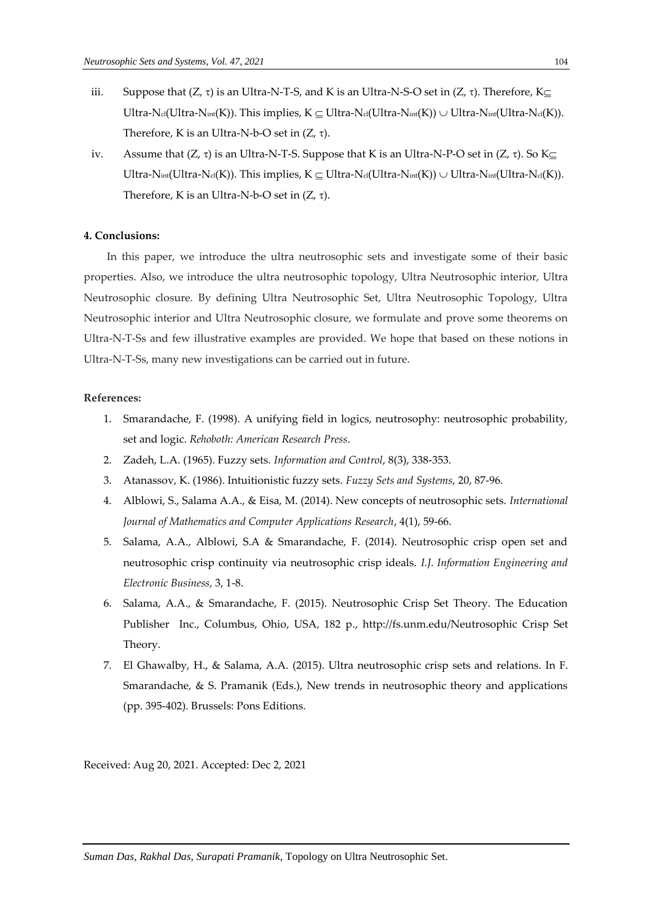iii. Suppose that $(Z, \tau)$ is an Ultra-N-T-S, and K is an Ultra-N-S-O set in $(Z, \tau)$. Therefore, $K \subseteq$ Ultra-$N_{cl}$(Ultra-$N_{int}$(K)). This implies, $K \subseteq$ Ultra-$N_{cl}$(Ultra-$N_{int}$(K)) $\cup$ Ultra-$N_{int}$(Ultra-$N_{cl}$(K)). Therefore, K is an Ultra-N-b-O set in $(Z, \tau)$.

iv. Assume that $(Z, \tau)$ is an Ultra-N-T-S. Suppose that K is an Ultra-N-P-O set in $(Z, \tau)$. So $K \subseteq$ Ultra-$N_{int}$(Ultra-$N_{cl}$(K)). This implies, $K \subseteq$ Ultra-$N_{cl}$(Ultra-$N_{int}$(K)) $\cup$ Ultra-$N_{int}$(Ultra-$N_{cl}$(K)). Therefore, K is an Ultra-N-b-O set in $(Z, \tau)$.

## 4. Conclusions:

In this paper, we introduce the ultra neutrosophic sets and investigate some of their basic properties. Also, we introduce the ultra neutrosophic topology, Ultra Neutrosophic interior, Ultra Neutrosophic closure. By defining Ultra Neutrosophic Set, Ultra Neutrosophic Topology, Ultra Neutrosophic interior and Ultra Neutrosophic closure, we formulate and prove some theorems on Ultra-N-T-Ss and few illustrative examples are provided. We hope that based on these notions in Ultra-N-T-Ss, many new investigations can be carried out in future.

## References:

1. Smarandache, F. (1998). A unifying field in logics, neutrosophy: neutrosophic probability, set and logic. *Rehoboth: American Research Press*.
2. Zadeh, L.A. (1965). Fuzzy sets. *Information and Control*, 8(3), 338-353.
3. Atanassov, K. (1986). Intuitionistic fuzzy sets. *Fuzzy Sets and Systems*, 20, 87-96.
4. Alblowi, S., Salama A.A., & Eisa, M. (2014). New concepts of neutrosophic sets. *International Journal of Mathematics and Computer Applications Research*, 4(1), 59-66.
5. Salama, A.A., Alblowi, S.A & Smarandache, F. (2014). Neutrosophic crisp open set and neutrosophic crisp continuity via neutrosophic crisp ideals. *I.J. Information Engineering and Electronic Business*, 3, 1-8.
6. Salama, A.A., & Smarandache, F. (2015). Neutrosophic Crisp Set Theory. The Education Publisher Inc., Columbus, Ohio, USA, 182 p., http://fs.unm.edu/Neutrosophic Crisp Set Theory.
7. El Ghawalby, H., & Salama, A.A. (2015). Ultra neutrosophic crisp sets and relations. In F. Smarandache, & S. Pramanik (Eds.), New trends in neutrosophic theory and applications (pp. 395-402). Brussels: Pons Editions.

Received: Aug 20, 2021. Accepted: Dec 2, 2021